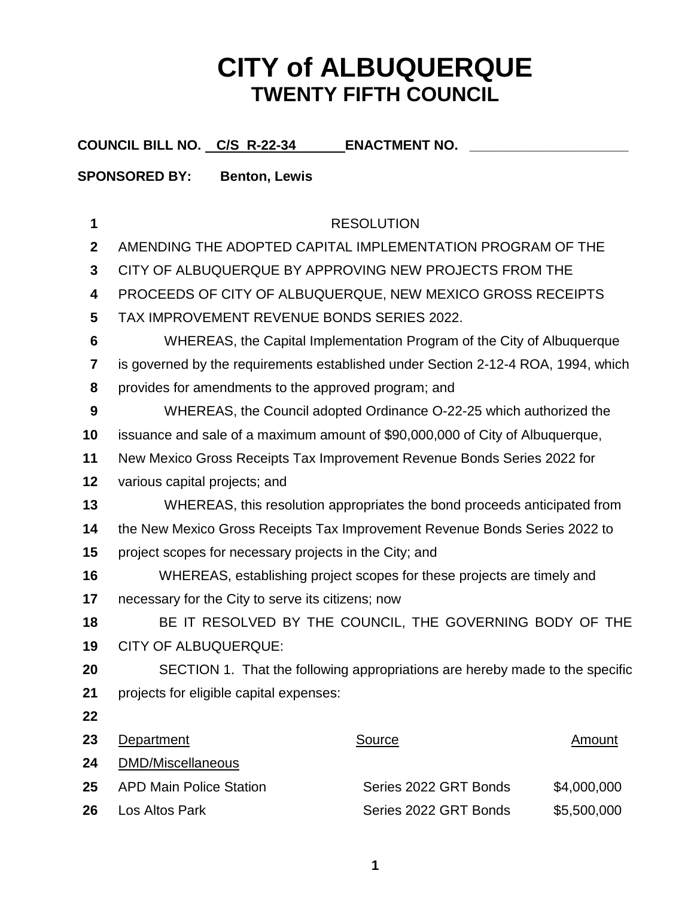# CITY of ALBUQUERQUE
## TWENTY FIFTH COUNCIL

**COUNCIL BILL NO.** **C/S R-22-34** **ENACTMENT NO.** ____________________

**SPONSORED BY:** **Benton, Lewis**

RESOLUTION

AMENDING THE ADOPTED CAPITAL IMPLEMENTATION PROGRAM OF THE CITY OF ALBUQUERQUE BY APPROVING NEW PROJECTS FROM THE PROCEEDS OF CITY OF ALBUQUERQUE, NEW MEXICO GROSS RECEIPTS TAX IMPROVEMENT REVENUE BONDS SERIES 2022.

WHEREAS, the Capital Implementation Program of the City of Albuquerque is governed by the requirements established under Section 2-12-4 ROA, 1994, which provides for amendments to the approved program; and

WHEREAS, the Council adopted Ordinance O-22-25 which authorized the issuance and sale of a maximum amount of $90,000,000 of City of Albuquerque, New Mexico Gross Receipts Tax Improvement Revenue Bonds Series 2022 for various capital projects; and

WHEREAS, this resolution appropriates the bond proceeds anticipated from the New Mexico Gross Receipts Tax Improvement Revenue Bonds Series 2022 to project scopes for necessary projects in the City; and

WHEREAS, establishing project scopes for these projects are timely and necessary for the City to serve its citizens; now

BE IT RESOLVED BY THE COUNCIL, THE GOVERNING BODY OF THE CITY OF ALBUQUERQUE:

SECTION 1. That the following appropriations are hereby made to the specific projects for eligible capital expenses:

| Department | Source | Amount |
|---|---|---|
| DMD/Miscellaneous | | |
| APD Main Police Station | Series 2022 GRT Bonds | $4,000,000 |
| Los Altos Park | Series 2022 GRT Bonds | $5,500,000 |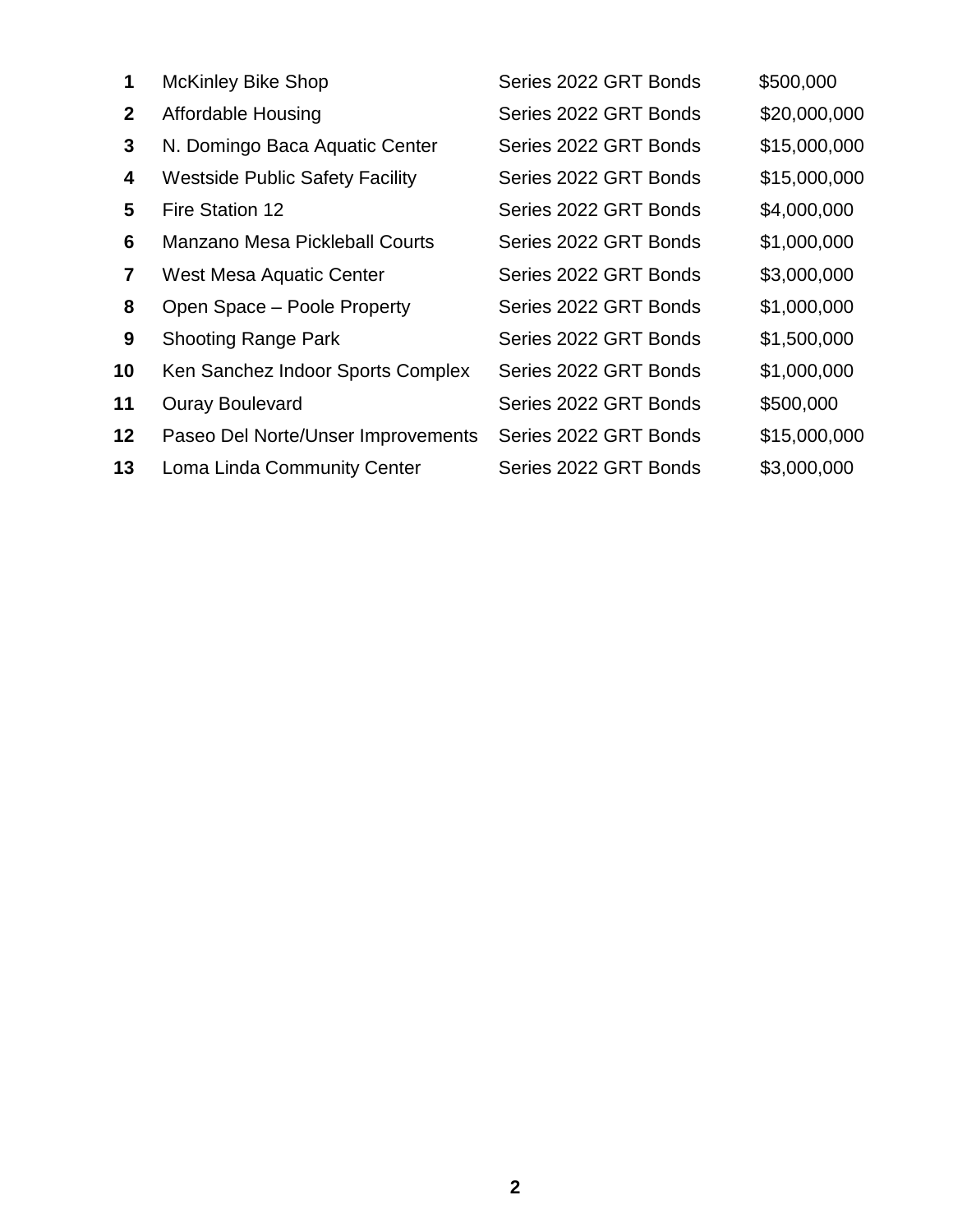| | | | |
|---|---|---|---|
| **1** | McKinley Bike Shop | Series 2022 GRT Bonds | $500,000 |
| **2** | Affordable Housing | Series 2022 GRT Bonds | $20,000,000 |
| **3** | N. Domingo Baca Aquatic Center | Series 2022 GRT Bonds | $15,000,000 |
| **4** | Westside Public Safety Facility | Series 2022 GRT Bonds | $15,000,000 |
| **5** | Fire Station 12 | Series 2022 GRT Bonds | $4,000,000 |
| **6** | Manzano Mesa Pickleball Courts | Series 2022 GRT Bonds | $1,000,000 |
| **7** | West Mesa Aquatic Center | Series 2022 GRT Bonds | $3,000,000 |
| **8** | Open Space – Poole Property | Series 2022 GRT Bonds | $1,000,000 |
| **9** | Shooting Range Park | Series 2022 GRT Bonds | $1,500,000 |
| **10** | Ken Sanchez Indoor Sports Complex | Series 2022 GRT Bonds | $1,000,000 |
| **11** | Ouray Boulevard | Series 2022 GRT Bonds | $500,000 |
| **12** | Paseo Del Norte/Unser Improvements | Series 2022 GRT Bonds | $15,000,000 |
| **13** | Loma Linda Community Center | Series 2022 GRT Bonds | $3,000,000 |